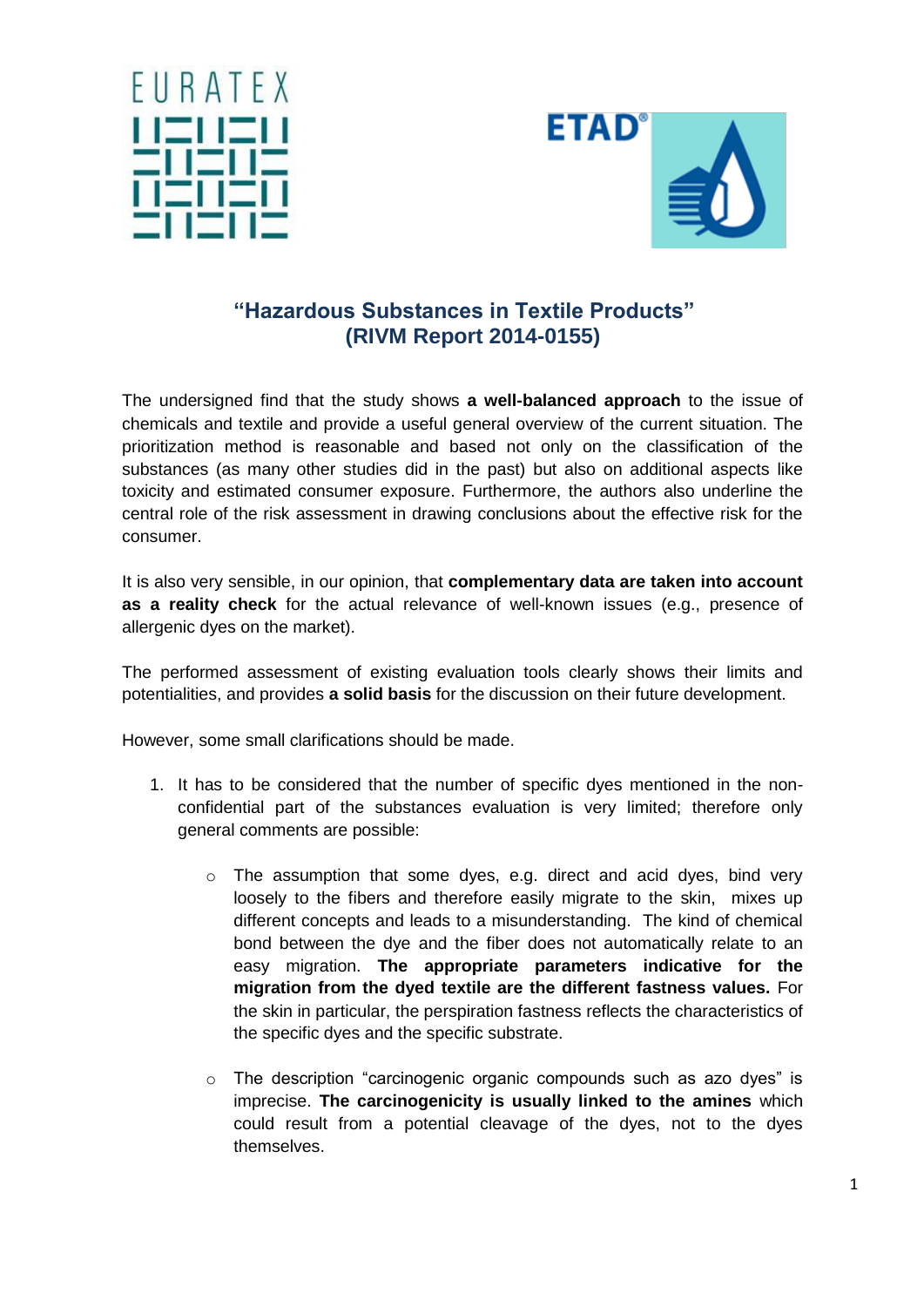EURATEX

ETAD®

## “Hazardous Substances in Textile Products” (RIVM Report 2014-0155)

The undersigned find that the study shows **a well-balanced approach** to the issue of chemicals and textile and provide a useful general overview of the current situation. The prioritization method is reasonable and based not only on the classification of the substances (as many other studies did in the past) but also on additional aspects like toxicity and estimated consumer exposure. Furthermore, the authors also underline the central role of the risk assessment in drawing conclusions about the effective risk for the consumer.

It is also very sensible, in our opinion, that **complementary data are taken into account as a reality check** for the actual relevance of well-known issues (e.g., presence of allergenic dyes on the market).

The performed assessment of existing evaluation tools clearly shows their limits and potentialities, and provides **a solid basis** for the discussion on their future development.

However, some small clarifications should be made.

1. It has to be considered that the number of specific dyes mentioned in the non-confidential part of the substances evaluation is very limited; therefore only general comments are possible:

    - The assumption that some dyes, e.g. direct and acid dyes, bind very loosely to the fibers and therefore easily migrate to the skin, mixes up different concepts and leads to a misunderstanding. The kind of chemical bond between the dye and the fiber does not automatically relate to an easy migration. **The appropriate parameters indicative for the migration from the dyed textile are the different fastness values.** For the skin in particular, the perspiration fastness reflects the characteristics of the specific dyes and the specific substrate.

    - The description “carcinogenic organic compounds such as azo dyes” is imprecise. **The carcinogenicity is usually linked to the amines** which could result from a potential cleavage of the dyes, not to the dyes themselves.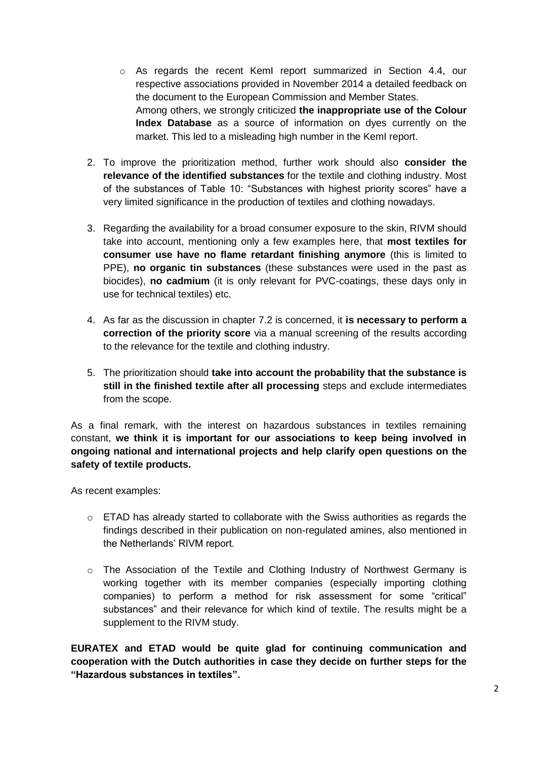- As regards the recent KemI report summarized in Section 4.4, our respective associations provided in November 2014 a detailed feedback on the document to the European Commission and Member States.
  Among others, we strongly criticized **the inappropriate use of the Colour Index Database** as a source of information on dyes currently on the market. This led to a misleading high number in the KemI report.

2. To improve the prioritization method, further work should also **consider the relevance of the identified substances** for the textile and clothing industry. Most of the substances of Table 10: "Substances with highest priority scores" have a very limited significance in the production of textiles and clothing nowadays.

3. Regarding the availability for a broad consumer exposure to the skin, RIVM should take into account, mentioning only a few examples here, that **most textiles for consumer use have no flame retardant finishing anymore** (this is limited to PPE), **no organic tin substances** (these substances were used in the past as biocides), **no cadmium** (it is only relevant for PVC-coatings, these days only in use for technical textiles) etc.

4. As far as the discussion in chapter 7.2 is concerned, it **is necessary to perform a correction of the priority score** via a manual screening of the results according to the relevance for the textile and clothing industry.

5. The prioritization should **take into account the probability that the substance is still in the finished textile after all processing** steps and exclude intermediates from the scope.

As a final remark, with the interest on hazardous substances in textiles remaining constant, **we think it is important for our associations to keep being involved in ongoing national and international projects and help clarify open questions on the safety of textile products.**

As recent examples:

- ETAD has already started to collaborate with the Swiss authorities as regards the findings described in their publication on non-regulated amines, also mentioned in the Netherlands' RIVM report.

- The Association of the Textile and Clothing Industry of Northwest Germany is working together with its member companies (especially importing clothing companies) to perform a method for risk assessment for some "critical" substances" and their relevance for which kind of textile. The results might be a supplement to the RIVM study.

**EURATEX and ETAD would be quite glad for continuing communication and cooperation with the Dutch authorities in case they decide on further steps for the "Hazardous substances in textiles".**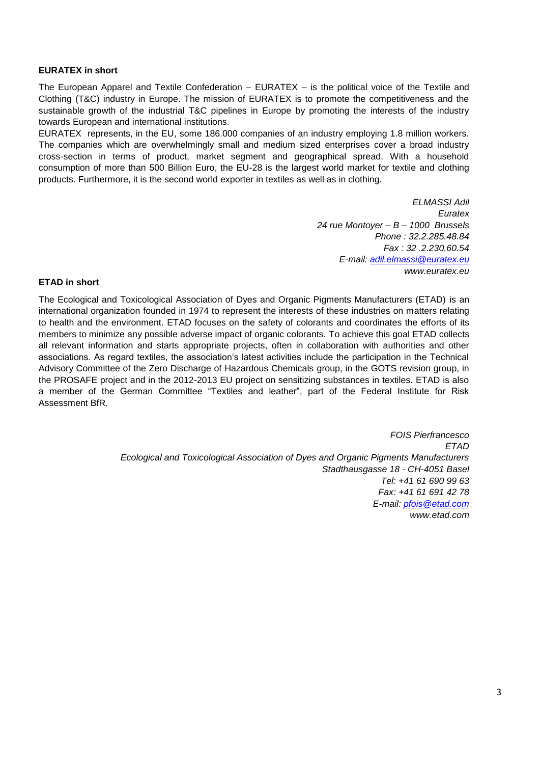**EURATEX in short**

The European Apparel and Textile Confederation – EURATEX – is the political voice of the Textile and Clothing (T&C) industry in Europe. The mission of EURATEX is to promote the competitiveness and the sustainable growth of the industrial T&C pipelines in Europe by promoting the interests of the industry towards European and international institutions.

EURATEX represents, in the EU, some 186.000 companies of an industry employing 1.8 million workers. The companies which are overwhelmingly small and medium sized enterprises cover a broad industry cross-section in terms of product, market segment and geographical spread. With a household consumption of more than 500 Billion Euro, the EU-28 is the largest world market for textile and clothing products. Furthermore, it is the second world exporter in textiles as well as in clothing.

*ELMASSI Adil*
*Euratex*
*24 rue Montoyer – B – 1000 Brussels*
*Phone : 32.2.285.48.84*
*Fax : 32 .2.230.60.54*
*E-mail: adil.elmassi@euratex.eu*
*www.euratex.eu*

**ETAD in short**

The Ecological and Toxicological Association of Dyes and Organic Pigments Manufacturers (ETAD) is an international organization founded in 1974 to represent the interests of these industries on matters relating to health and the environment. ETAD focuses on the safety of colorants and coordinates the efforts of its members to minimize any possible adverse impact of organic colorants. To achieve this goal ETAD collects all relevant information and starts appropriate projects, often in collaboration with authorities and other associations. As regard textiles, the association's latest activities include the participation in the Technical Advisory Committee of the Zero Discharge of Hazardous Chemicals group, in the GOTS revision group, in the PROSAFE project and in the 2012-2013 EU project on sensitizing substances in textiles. ETAD is also a member of the German Committee "Textiles and leather", part of the Federal Institute for Risk Assessment BfR.

*FOIS Pierfrancesco*
*ETAD*
*Ecological and Toxicological Association of Dyes and Organic Pigments Manufacturers*
*Stadthausgasse 18 - CH-4051 Basel*
*Tel: +41 61 690 99 63*
*Fax: +41 61 691 42 78*
*E-mail: pfois@etad.com*
*www.etad.com*